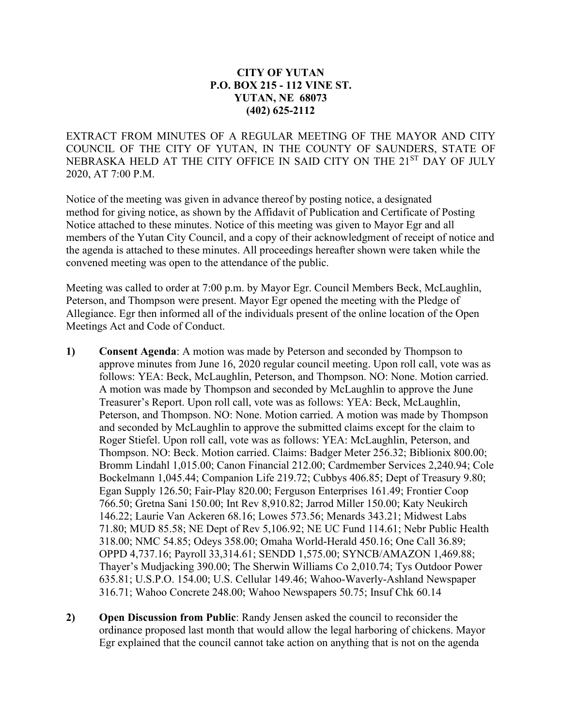**CITY OF YUTAN**
**P.O. BOX 215 - 112 VINE ST.**
**YUTAN, NE 68073**
**(402) 625-2112**

EXTRACT FROM MINUTES OF A REGULAR MEETING OF THE MAYOR AND CITY COUNCIL OF THE CITY OF YUTAN, IN THE COUNTY OF SAUNDERS, STATE OF NEBRASKA HELD AT THE CITY OFFICE IN SAID CITY ON THE 21ST DAY OF JULY 2020, AT 7:00 P.M.

Notice of the meeting was given in advance thereof by posting notice, a designated method for giving notice, as shown by the Affidavit of Publication and Certificate of Posting Notice attached to these minutes. Notice of this meeting was given to Mayor Egr and all members of the Yutan City Council, and a copy of their acknowledgment of receipt of notice and the agenda is attached to these minutes. All proceedings hereafter shown were taken while the convened meeting was open to the attendance of the public.

Meeting was called to order at 7:00 p.m. by Mayor Egr. Council Members Beck, McLaughlin, Peterson, and Thompson were present. Mayor Egr opened the meeting with the Pledge of Allegiance. Egr then informed all of the individuals present of the online location of the Open Meetings Act and Code of Conduct.

1) **Consent Agenda**: A motion was made by Peterson and seconded by Thompson to approve minutes from June 16, 2020 regular council meeting. Upon roll call, vote was as follows: YEA: Beck, McLaughlin, Peterson, and Thompson. NO: None. Motion carried. A motion was made by Thompson and seconded by McLaughlin to approve the June Treasurer's Report. Upon roll call, vote was as follows: YEA: Beck, McLaughlin, Peterson, and Thompson. NO: None. Motion carried. A motion was made by Thompson and seconded by McLaughlin to approve the submitted claims except for the claim to Roger Stiefel. Upon roll call, vote was as follows: YEA: McLaughlin, Peterson, and Thompson. NO: Beck. Motion carried. Claims: Badger Meter 256.32; Biblionix 800.00; Bromm Lindahl 1,015.00; Canon Financial 212.00; Cardmember Services 2,240.94; Cole Bockelmann 1,045.44; Companion Life 219.72; Cubbys 406.85; Dept of Treasury 9.80; Egan Supply 126.50; Fair-Play 820.00; Ferguson Enterprises 161.49; Frontier Coop 766.50; Gretna Sani 150.00; Int Rev 8,910.82; Jarrod Miller 150.00; Katy Neukirch 146.22; Laurie Van Ackeren 68.16; Lowes 573.56; Menards 343.21; Midwest Labs 71.80; MUD 85.58; NE Dept of Rev 5,106.92; NE UC Fund 114.61; Nebr Public Health 318.00; NMC 54.85; Odeys 358.00; Omaha World-Herald 450.16; One Call 36.89; OPPD 4,737.16; Payroll 33,314.61; SENDD 1,575.00; SYNCB/AMAZON 1,469.88; Thayer's Mudjacking 390.00; The Sherwin Williams Co 2,010.74; Tys Outdoor Power 635.81; U.S.P.O. 154.00; U.S. Cellular 149.46; Wahoo-Waverly-Ashland Newspaper 316.71; Wahoo Concrete 248.00; Wahoo Newspapers 50.75; Insuf Chk 60.14

2) **Open Discussion from Public**: Randy Jensen asked the council to reconsider the ordinance proposed last month that would allow the legal harboring of chickens. Mayor Egr explained that the council cannot take action on anything that is not on the agenda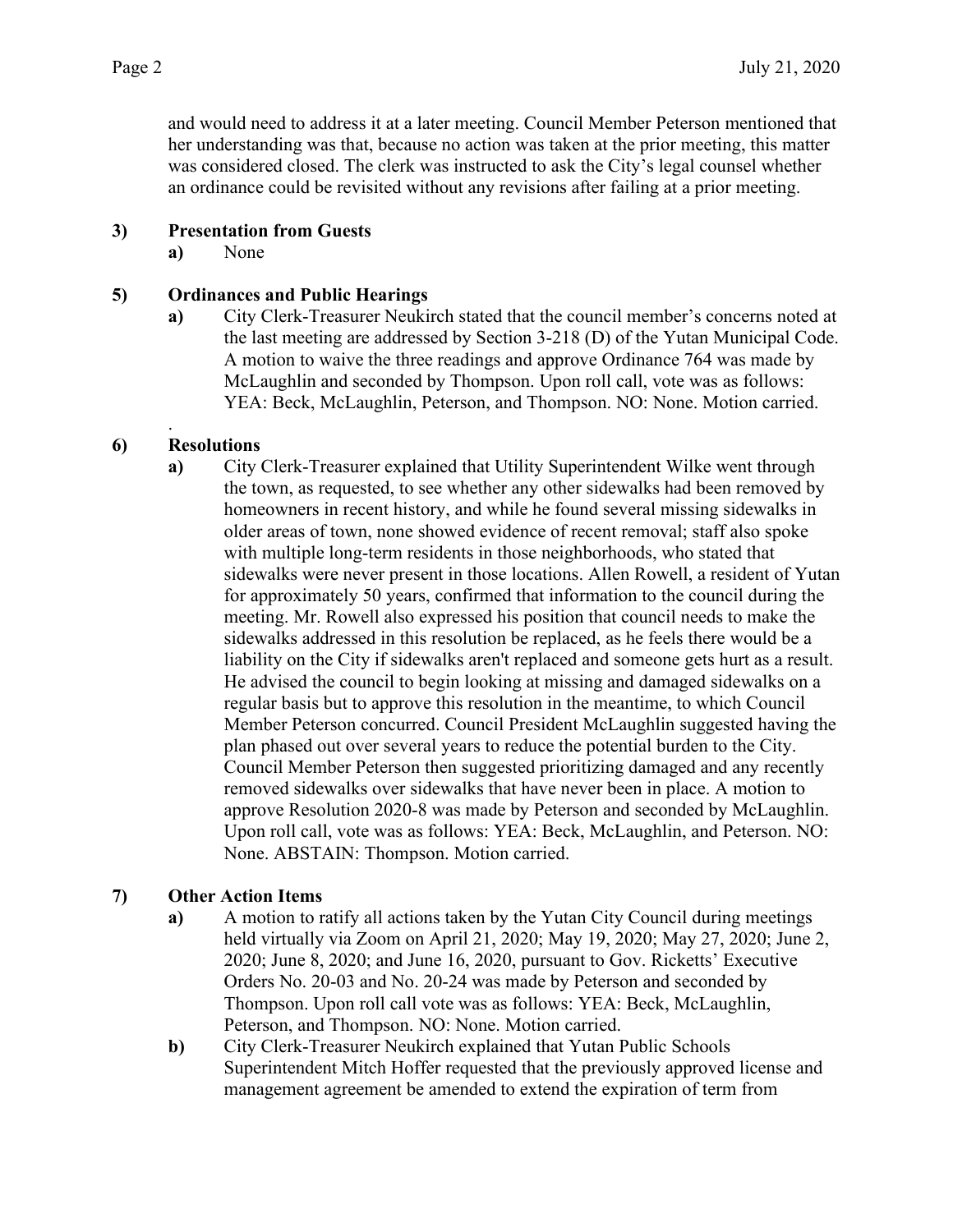and would need to address it at a later meeting. Council Member Peterson mentioned that her understanding was that, because no action was taken at the prior meeting, this matter was considered closed. The clerk was instructed to ask the City's legal counsel whether an ordinance could be revisited without any revisions after failing at a prior meeting.

**3) Presentation from Guests**

**a)** None

**5) Ordinances and Public Hearings**

**a)** City Clerk-Treasurer Neukirch stated that the council member's concerns noted at the last meeting are addressed by Section 3-218 (D) of the Yutan Municipal Code. A motion to waive the three readings and approve Ordinance 764 was made by McLaughlin and seconded by Thompson. Upon roll call, vote was as follows: YEA: Beck, McLaughlin, Peterson, and Thompson. NO: None. Motion carried.

.

**6) Resolutions**

**a)** City Clerk-Treasurer explained that Utility Superintendent Wilke went through the town, as requested, to see whether any other sidewalks had been removed by homeowners in recent history, and while he found several missing sidewalks in older areas of town, none showed evidence of recent removal; staff also spoke with multiple long-term residents in those neighborhoods, who stated that sidewalks were never present in those locations. Allen Rowell, a resident of Yutan for approximately 50 years, confirmed that information to the council during the meeting. Mr. Rowell also expressed his position that council needs to make the sidewalks addressed in this resolution be replaced, as he feels there would be a liability on the City if sidewalks aren't replaced and someone gets hurt as a result. He advised the council to begin looking at missing and damaged sidewalks on a regular basis but to approve this resolution in the meantime, to which Council Member Peterson concurred. Council President McLaughlin suggested having the plan phased out over several years to reduce the potential burden to the City. Council Member Peterson then suggested prioritizing damaged and any recently removed sidewalks over sidewalks that have never been in place. A motion to approve Resolution 2020-8 was made by Peterson and seconded by McLaughlin. Upon roll call, vote was as follows: YEA: Beck, McLaughlin, and Peterson. NO: None. ABSTAIN: Thompson. Motion carried.

**7) Other Action Items**

**a)** A motion to ratify all actions taken by the Yutan City Council during meetings held virtually via Zoom on April 21, 2020; May 19, 2020; May 27, 2020; June 2, 2020; June 8, 2020; and June 16, 2020, pursuant to Gov. Ricketts' Executive Orders No. 20-03 and No. 20-24 was made by Peterson and seconded by Thompson. Upon roll call vote was as follows: YEA: Beck, McLaughlin, Peterson, and Thompson. NO: None. Motion carried.

**b)** City Clerk-Treasurer Neukirch explained that Yutan Public Schools Superintendent Mitch Hoffer requested that the previously approved license and management agreement be amended to extend the expiration of term from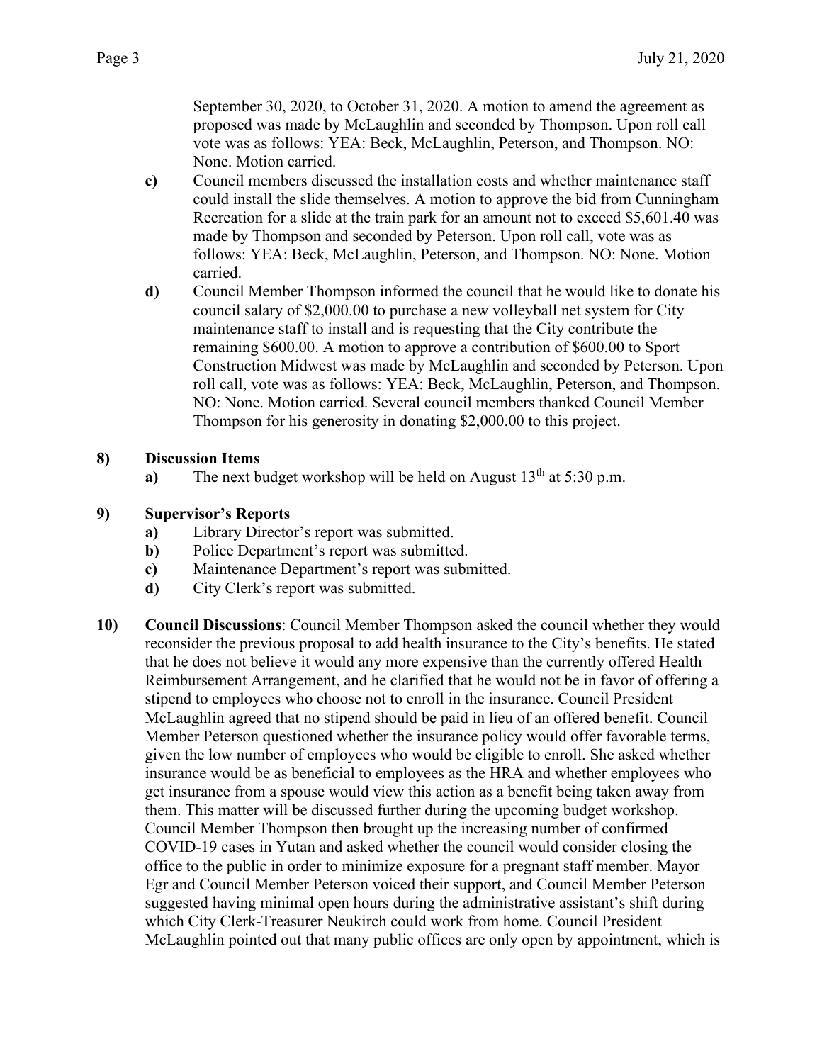September 30, 2020, to October 31, 2020. A motion to amend the agreement as proposed was made by McLaughlin and seconded by Thompson. Upon roll call vote was as follows: YEA: Beck, McLaughlin, Peterson, and Thompson. NO: None. Motion carried.

**c)** Council members discussed the installation costs and whether maintenance staff could install the slide themselves. A motion to approve the bid from Cunningham Recreation for a slide at the train park for an amount not to exceed $5,601.40 was made by Thompson and seconded by Peterson. Upon roll call, vote was as follows: YEA: Beck, McLaughlin, Peterson, and Thompson. NO: None. Motion carried.

**d)** Council Member Thompson informed the council that he would like to donate his council salary of $2,000.00 to purchase a new volleyball net system for City maintenance staff to install and is requesting that the City contribute the remaining $600.00. A motion to approve a contribution of $600.00 to Sport Construction Midwest was made by McLaughlin and seconded by Peterson. Upon roll call, vote was as follows: YEA: Beck, McLaughlin, Peterson, and Thompson. NO: None. Motion carried. Several council members thanked Council Member Thompson for his generosity in donating $2,000.00 to this project.

**8) Discussion Items**

**a)** The next budget workshop will be held on August 13th at 5:30 p.m.

**9) Supervisor's Reports**

**a)** Library Director's report was submitted.
**b)** Police Department's report was submitted.
**c)** Maintenance Department's report was submitted.
**d)** City Clerk's report was submitted.

**10) Council Discussions**: Council Member Thompson asked the council whether they would reconsider the previous proposal to add health insurance to the City's benefits. He stated that he does not believe it would any more expensive than the currently offered Health Reimbursement Arrangement, and he clarified that he would not be in favor of offering a stipend to employees who choose not to enroll in the insurance. Council President McLaughlin agreed that no stipend should be paid in lieu of an offered benefit. Council Member Peterson questioned whether the insurance policy would offer favorable terms, given the low number of employees who would be eligible to enroll. She asked whether insurance would be as beneficial to employees as the HRA and whether employees who get insurance from a spouse would view this action as a benefit being taken away from them. This matter will be discussed further during the upcoming budget workshop. Council Member Thompson then brought up the increasing number of confirmed COVID-19 cases in Yutan and asked whether the council would consider closing the office to the public in order to minimize exposure for a pregnant staff member. Mayor Egr and Council Member Peterson voiced their support, and Council Member Peterson suggested having minimal open hours during the administrative assistant's shift during which City Clerk-Treasurer Neukirch could work from home. Council President McLaughlin pointed out that many public offices are only open by appointment, which is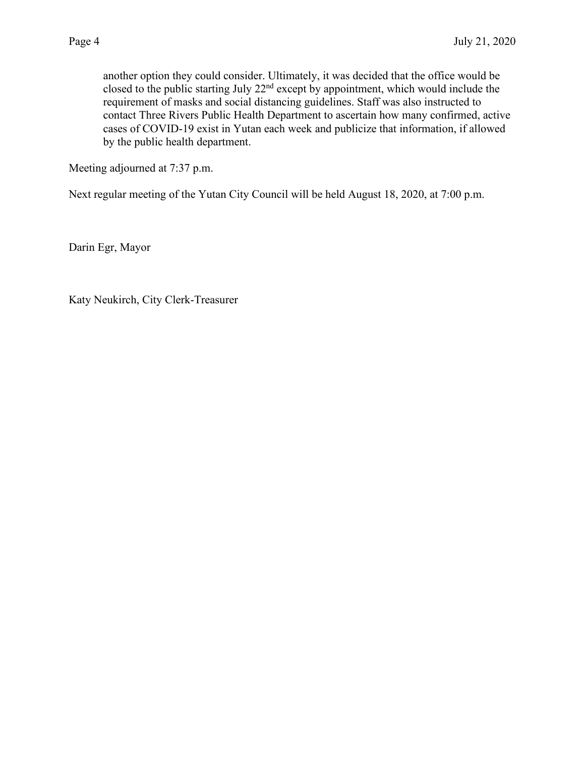another option they could consider. Ultimately, it was decided that the office would be closed to the public starting July 22nd except by appointment, which would include the requirement of masks and social distancing guidelines. Staff was also instructed to contact Three Rivers Public Health Department to ascertain how many confirmed, active cases of COVID-19 exist in Yutan each week and publicize that information, if allowed by the public health department.

Meeting adjourned at 7:37 p.m.

Next regular meeting of the Yutan City Council will be held August 18, 2020, at 7:00 p.m.

Darin Egr, Mayor

Katy Neukirch, City Clerk-Treasurer